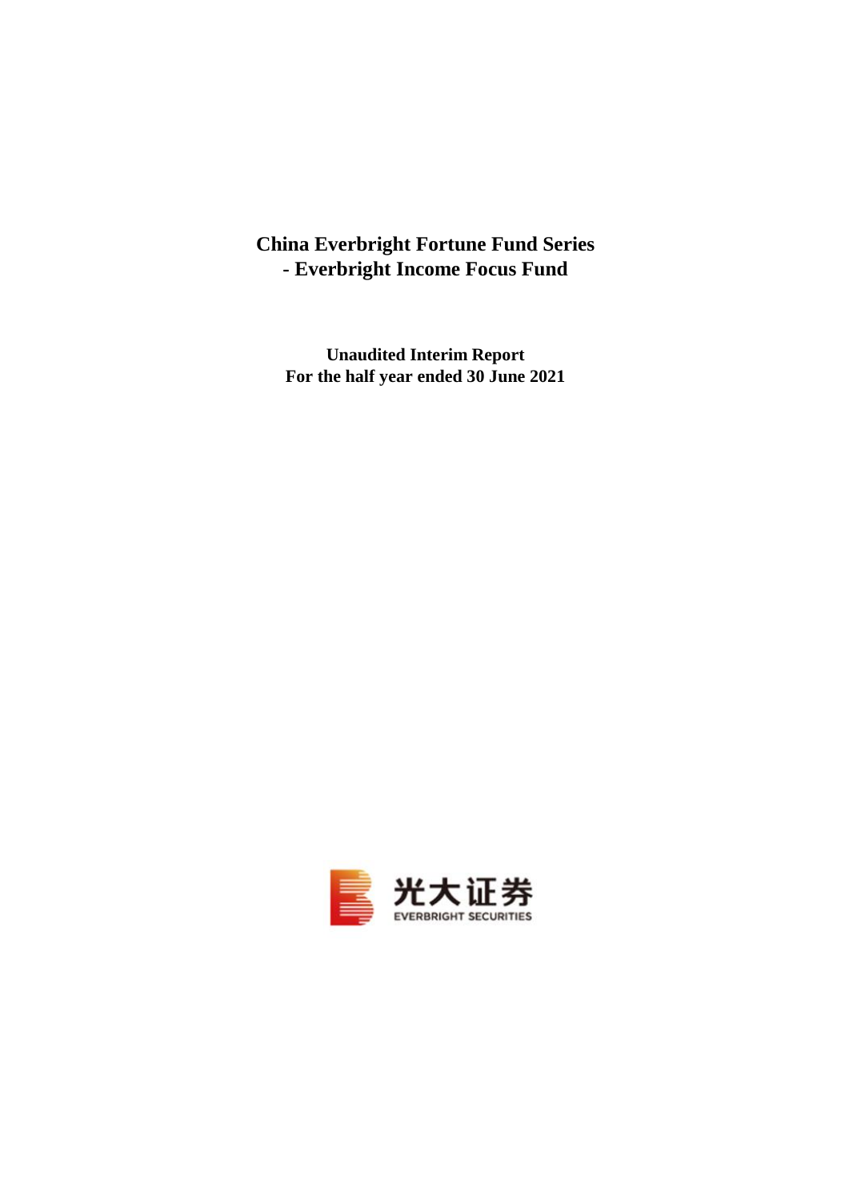# China Everbright Fortune Fund Series
# - Everbright Income Focus Fund

**Unaudited Interim Report**
**For the half year ended 30 June 2021**

光大证券
EVERBRIGHT SECURITIES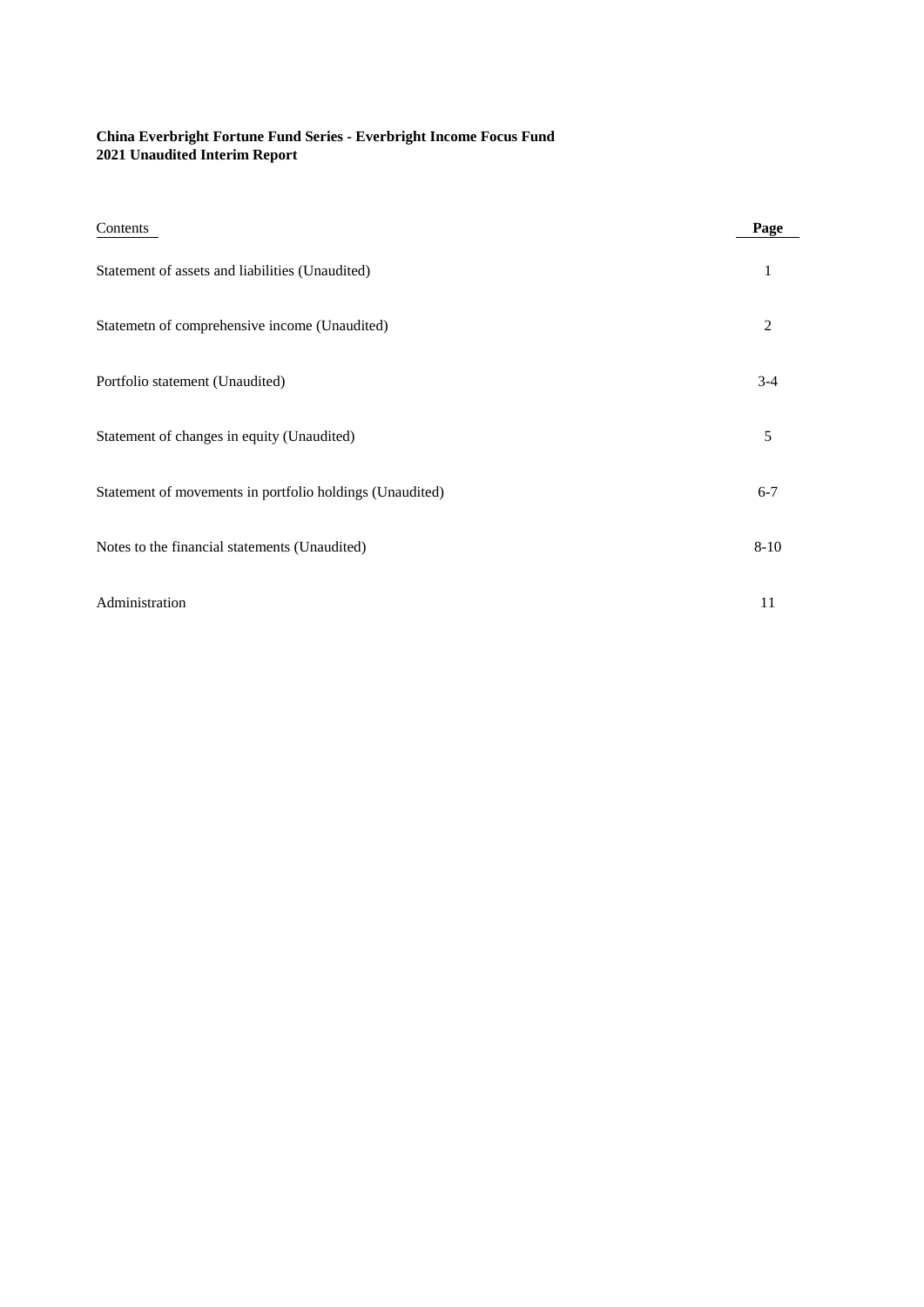**China Everbright Fortune Fund Series - Everbright Income Focus Fund**
**2021 Unaudited Interim Report**

| Contents | **Page** |
| --- | --- |
| Statement of assets and liabilities (Unaudited) | 1 |
| Statemetn of comprehensive income (Unaudited) | 2 |
| Portfolio statement (Unaudited) | 3-4 |
| Statement of changes in equity (Unaudited) | 5 |
| Statement of movements in portfolio holdings (Unaudited) | 6-7 |
| Notes to the financial statements (Unaudited) | 8-10 |
| Administration | 11 |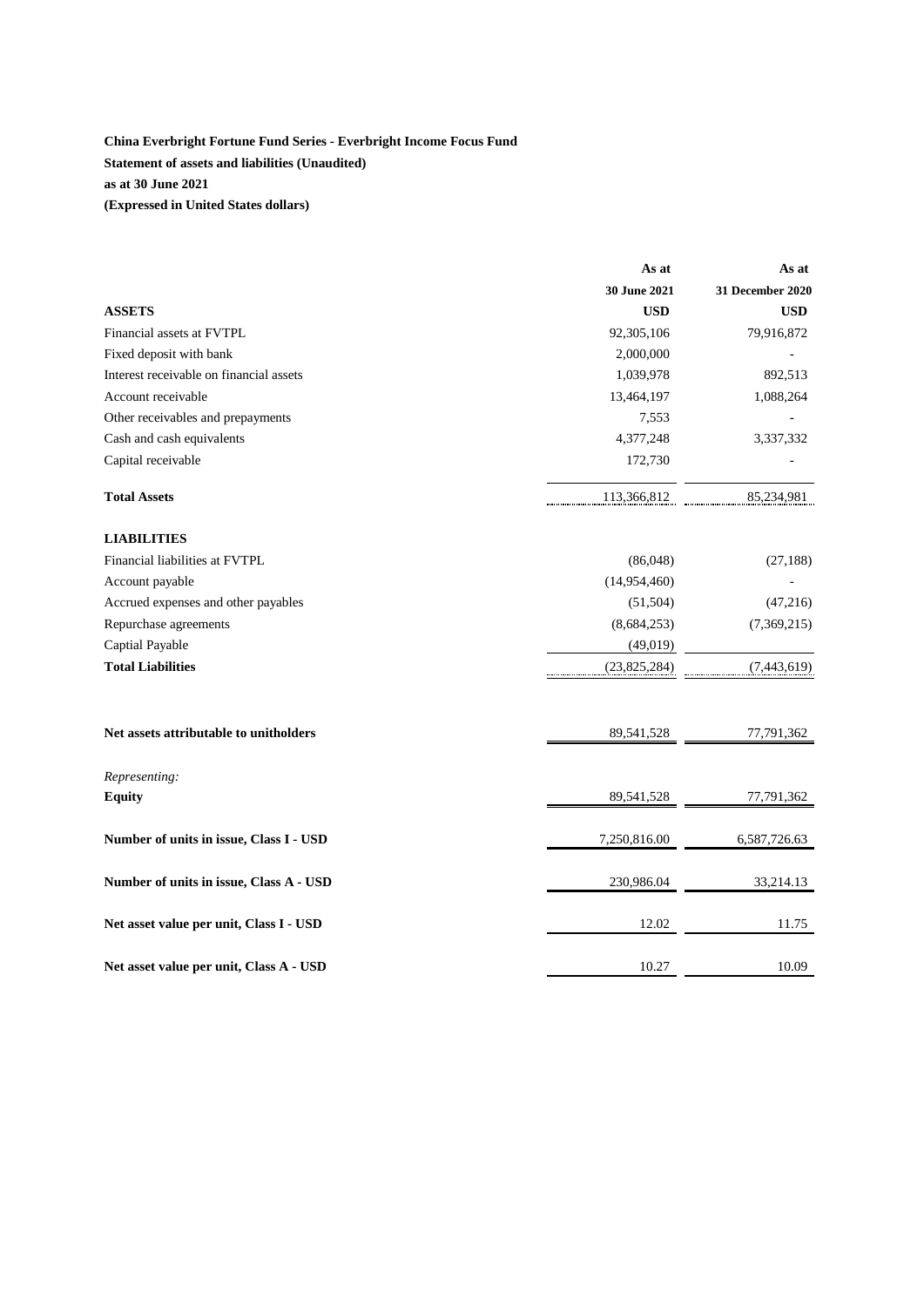**China Everbright Fortune Fund Series - Everbright Income Focus Fund**

**Statement of assets and liabilities (Unaudited)**

**as at 30 June 2021**

**(Expressed in United States dollars)**

| | **As at 30 June 2021** | **As at 31 December 2020** |
|---|---|---|
| **ASSETS** | **USD** | **USD** |
| Financial assets at FVTPL | 92,305,106 | 79,916,872 |
| Fixed deposit with bank | 2,000,000 | - |
| Interest receivable on financial assets | 1,039,978 | 892,513 |
| Account receivable | 13,464,197 | 1,088,264 |
| Other receivables and prepayments | 7,553 | - |
| Cash and cash equivalents | 4,377,248 | 3,337,332 |
| Capital receivable | 172,730 | - |
| **Total Assets** | 113,366,812 | 85,234,981 |
| **LIABILITIES** | | |
| Financial liabilities at FVTPL | (86,048) | (27,188) |
| Account payable | (14,954,460) | - |
| Accrued expenses and other payables | (51,504) | (47,216) |
| Repurchase agreements | (8,684,253) | (7,369,215) |
| Captial Payable | (49,019) | |
| **Total Liabilities** | (23,825,284) | (7,443,619) |
| **Net assets attributable to unitholders** | 89,541,528 | 77,791,362 |
| *Representing:* | | |
| **Equity** | 89,541,528 | 77,791,362 |
| **Number of units in issue, Class I - USD** | 7,250,816.00 | 6,587,726.63 |
| **Number of units in issue, Class A - USD** | 230,986.04 | 33,214.13 |
| **Net asset value per unit, Class I - USD** | 12.02 | 11.75 |
| **Net asset value per unit, Class A - USD** | 10.27 | 10.09 |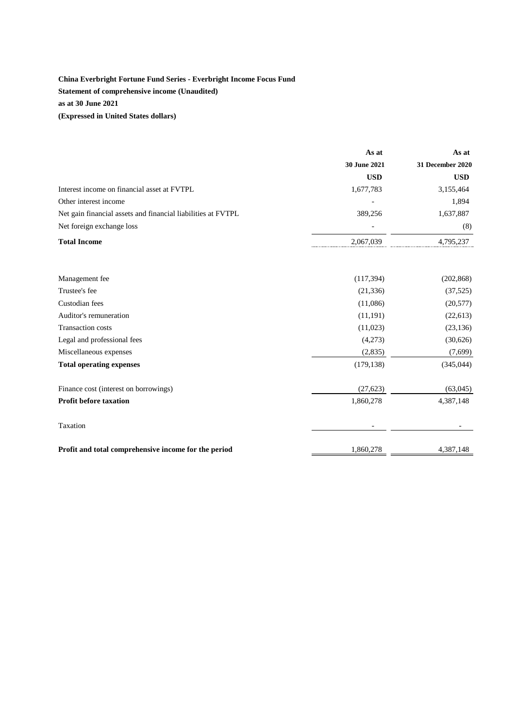**China Everbright Fortune Fund Series - Everbright Income Focus Fund**

**Statement of comprehensive income (Unaudited)**

**as at 30 June 2021**

**(Expressed in United States dollars)**

| | **As at 30 June 2021 USD** | **As at 31 December 2020 USD** |
|---|---|---|
| Interest income on financial asset at FVTPL | 1,677,783 | 3,155,464 |
| Other interest income | - | 1,894 |
| Net gain financial assets and financial liabilities at FVTPL | 389,256 | 1,637,887 |
| Net foreign exchange loss | - | (8) |
| **Total Income** | 2,067,039 | 4,795,237 |
| | | |
| Management fee | (117,394) | (202,868) |
| Trustee's fee | (21,336) | (37,525) |
| Custodian fees | (11,086) | (20,577) |
| Auditor's remuneration | (11,191) | (22,613) |
| Transaction costs | (11,023) | (23,136) |
| Legal and professional fees | (4,273) | (30,626) |
| Miscellaneous expenses | (2,835) | (7,699) |
| **Total operating expenses** | (179,138) | (345,044) |
| | | |
| Finance cost (interest on borrowings) | (27,623) | (63,045) |
| **Profit before taxation** | 1,860,278 | 4,387,148 |
| | | |
| Taxation | - | - |
| | | |
| **Profit and total comprehensive income for the period** | 1,860,278 | 4,387,148 |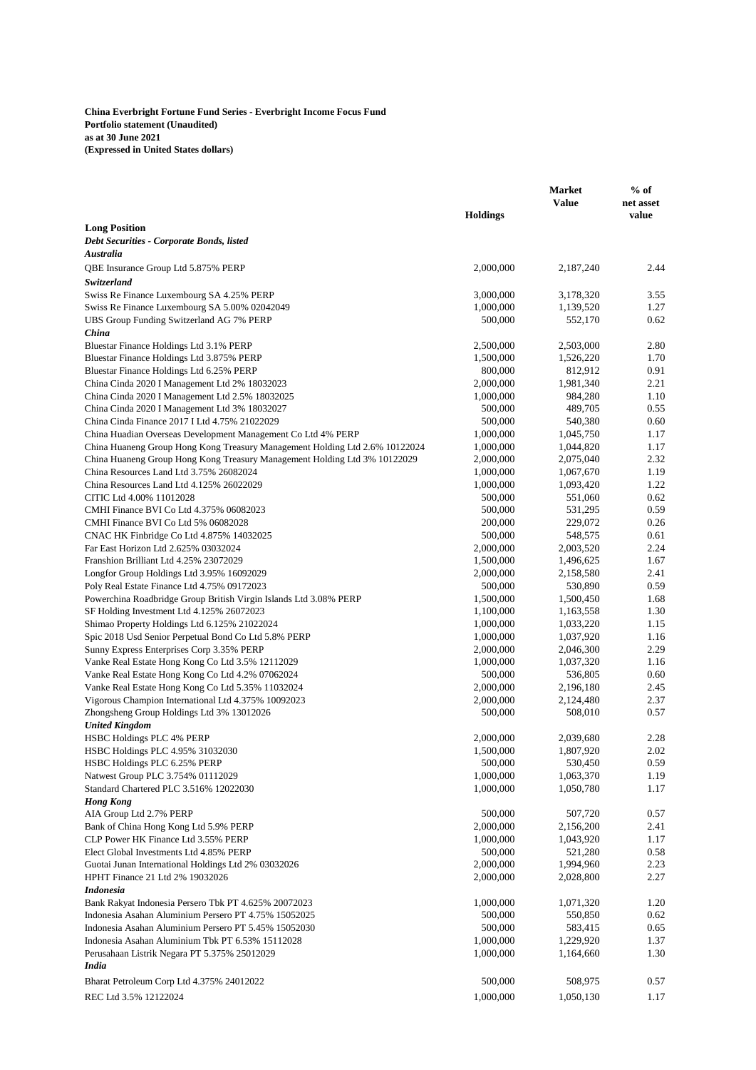**China Everbright Fortune Fund Series - Everbright Income Focus Fund**
**Portfolio statement (Unaudited)**
**as at 30 June 2021**
**(Expressed in United States dollars)**

| | Holdings | Market Value | % of net asset value |
|---|---|---|---|
| **Long Position** | | | |
| ***Debt Securities - Corporate Bonds, listed*** | | | |
| ***Australia*** | | | |
| QBE Insurance Group Ltd 5.875% PERP | 2,000,000 | 2,187,240 | 2.44 |
| ***Switzerland*** | | | |
| Swiss Re Finance Luxembourg SA 4.25% PERP | 3,000,000 | 3,178,320 | 3.55 |
| Swiss Re Finance Luxembourg SA 5.00% 02042049 | 1,000,000 | 1,139,520 | 1.27 |
| UBS Group Funding Switzerland AG 7% PERP | 500,000 | 552,170 | 0.62 |
| ***China*** | | | |
| Bluestar Finance Holdings Ltd 3.1% PERP | 2,500,000 | 2,503,000 | 2.80 |
| Bluestar Finance Holdings Ltd 3.875% PERP | 1,500,000 | 1,526,220 | 1.70 |
| Bluestar Finance Holdings Ltd 6.25% PERP | 800,000 | 812,912 | 0.91 |
| China Cinda 2020 I Management Ltd 2% 18032023 | 2,000,000 | 1,981,340 | 2.21 |
| China Cinda 2020 I Management Ltd 2.5% 18032025 | 1,000,000 | 984,280 | 1.10 |
| China Cinda 2020 I Management Ltd 3% 18032027 | 500,000 | 489,705 | 0.55 |
| China Cinda Finance 2017 I Ltd 4.75% 21022029 | 500,000 | 540,380 | 0.60 |
| China Huadian Overseas Development Management Co Ltd 4% PERP | 1,000,000 | 1,045,750 | 1.17 |
| China Huaneng Group Hong Kong Treasury Management Holding Ltd 2.6% 10122024 | 1,000,000 | 1,044,820 | 1.17 |
| China Huaneng Group Hong Kong Treasury Management Holding Ltd 3% 10122029 | 2,000,000 | 2,075,040 | 2.32 |
| China Resources Land Ltd 3.75% 26082024 | 1,000,000 | 1,067,670 | 1.19 |
| China Resources Land Ltd 4.125% 26022029 | 1,000,000 | 1,093,420 | 1.22 |
| CITIC Ltd 4.00% 11012028 | 500,000 | 551,060 | 0.62 |
| CMHI Finance BVI Co Ltd 4.375% 06082023 | 500,000 | 531,295 | 0.59 |
| CMHI Finance BVI Co Ltd 5% 06082028 | 200,000 | 229,072 | 0.26 |
| CNAC HK Finbridge Co Ltd 4.875% 14032025 | 500,000 | 548,575 | 0.61 |
| Far East Horizon Ltd 2.625% 03032024 | 2,000,000 | 2,003,520 | 2.24 |
| Franshion Brilliant Ltd 4.25% 23072029 | 1,500,000 | 1,496,625 | 1.67 |
| Longfor Group Holdings Ltd 3.95% 16092029 | 2,000,000 | 2,158,580 | 2.41 |
| Poly Real Estate Finance Ltd 4.75% 09172023 | 500,000 | 530,890 | 0.59 |
| Powerchina Roadbridge Group British Virgin Islands Ltd 3.08% PERP | 1,500,000 | 1,500,450 | 1.68 |
| SF Holding Investment Ltd 4.125% 26072023 | 1,100,000 | 1,163,558 | 1.30 |
| Shimao Property Holdings Ltd 6.125% 21022024 | 1,000,000 | 1,033,220 | 1.15 |
| Spic 2018 Usd Senior Perpetual Bond Co Ltd 5.8% PERP | 1,000,000 | 1,037,920 | 1.16 |
| Sunny Express Enterprises Corp 3.35% PERP | 2,000,000 | 2,046,300 | 2.29 |
| Vanke Real Estate Hong Kong Co Ltd 3.5% 12112029 | 1,000,000 | 1,037,320 | 1.16 |
| Vanke Real Estate Hong Kong Co Ltd 4.2% 07062024 | 500,000 | 536,805 | 0.60 |
| Vanke Real Estate Hong Kong Co Ltd 5.35% 11032024 | 2,000,000 | 2,196,180 | 2.45 |
| Vigorous Champion International Ltd 4.375% 10092023 | 2,000,000 | 2,124,480 | 2.37 |
| Zhongsheng Group Holdings Ltd 3% 13012026 | 500,000 | 508,010 | 0.57 |
| ***United Kingdom*** | | | |
| HSBC Holdings PLC 4% PERP | 2,000,000 | 2,039,680 | 2.28 |
| HSBC Holdings PLC 4.95% 31032030 | 1,500,000 | 1,807,920 | 2.02 |
| HSBC Holdings PLC 6.25% PERP | 500,000 | 530,450 | 0.59 |
| Natwest Group PLC 3.754% 01112029 | 1,000,000 | 1,063,370 | 1.19 |
| Standard Chartered PLC 3.516% 12022030 | 1,000,000 | 1,050,780 | 1.17 |
| ***Hong Kong*** | | | |
| AIA Group Ltd 2.7% PERP | 500,000 | 507,720 | 0.57 |
| Bank of China Hong Kong Ltd 5.9% PERP | 2,000,000 | 2,156,200 | 2.41 |
| CLP Power HK Finance Ltd 3.55% PERP | 1,000,000 | 1,043,920 | 1.17 |
| Elect Global Investments Ltd 4.85% PERP | 500,000 | 521,280 | 0.58 |
| Guotai Junan International Holdings Ltd 2% 03032026 | 2,000,000 | 1,994,960 | 2.23 |
| HPHT Finance 21 Ltd 2% 19032026 | 2,000,000 | 2,028,800 | 2.27 |
| ***Indonesia*** | | | |
| Bank Rakyat Indonesia Persero Tbk PT 4.625% 20072023 | 1,000,000 | 1,071,320 | 1.20 |
| Indonesia Asahan Aluminium Persero PT 4.75% 15052025 | 500,000 | 550,850 | 0.62 |
| Indonesia Asahan Aluminium Persero PT 5.45% 15052030 | 500,000 | 583,415 | 0.65 |
| Indonesia Asahan Aluminium Tbk PT 6.53% 15112028 | 1,000,000 | 1,229,920 | 1.37 |
| Perusahaan Listrik Negara PT 5.375% 25012029 | 1,000,000 | 1,164,660 | 1.30 |
| ***India*** | | | |
| Bharat Petroleum Corp Ltd 4.375% 24012022 | 500,000 | 508,975 | 0.57 |
| REC Ltd 3.5% 12122024 | 1,000,000 | 1,050,130 | 1.17 |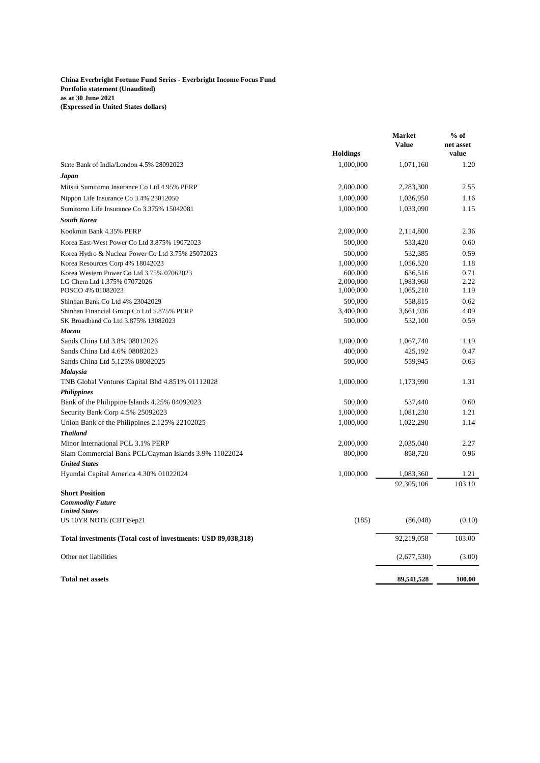**China Everbright Fortune Fund Series - Everbright Income Focus Fund**
**Portfolio statement (Unaudited)**
**as at 30 June 2021**
**(Expressed in United States dollars)**

| | Holdings | Market Value | % of net asset value |
|---|---|---|---|
| State Bank of India/London 4.5% 28092023 | 1,000,000 | 1,071,160 | 1.20 |
| ***Japan*** | | | |
| Mitsui Sumitomo Insurance Co Ltd 4.95% PERP | 2,000,000 | 2,283,300 | 2.55 |
| Nippon Life Insurance Co 3.4% 23012050 | 1,000,000 | 1,036,950 | 1.16 |
| Sumitomo Life Insurance Co 3.375% 15042081 | 1,000,000 | 1,033,090 | 1.15 |
| ***South Korea*** | | | |
| Kookmin Bank 4.35% PERP | 2,000,000 | 2,114,800 | 2.36 |
| Korea East-West Power Co Ltd 3.875% 19072023 | 500,000 | 533,420 | 0.60 |
| Korea Hydro & Nuclear Power Co Ltd 3.75% 25072023 | 500,000 | 532,385 | 0.59 |
| Korea Resources Corp 4% 18042023 | 1,000,000 | 1,056,520 | 1.18 |
| Korea Western Power Co Ltd 3.75% 07062023 | 600,000 | 636,516 | 0.71 |
| LG Chem Ltd 1.375% 07072026 | 2,000,000 | 1,983,960 | 2.22 |
| POSCO 4% 01082023 | 1,000,000 | 1,065,210 | 1.19 |
| Shinhan Bank Co Ltd 4% 23042029 | 500,000 | 558,815 | 0.62 |
| Shinhan Financial Group Co Ltd 5.875% PERP | 3,400,000 | 3,661,936 | 4.09 |
| SK Broadband Co Ltd 3.875% 13082023 | 500,000 | 532,100 | 0.59 |
| ***Macau*** | | | |
| Sands China Ltd 3.8% 08012026 | 1,000,000 | 1,067,740 | 1.19 |
| Sands China Ltd 4.6% 08082023 | 400,000 | 425,192 | 0.47 |
| Sands China Ltd 5.125% 08082025 | 500,000 | 559,945 | 0.63 |
| ***Malaysia*** | | | |
| TNB Global Ventures Capital Bhd 4.851% 01112028 | 1,000,000 | 1,173,990 | 1.31 |
| ***Philippines*** | | | |
| Bank of the Philippine Islands 4.25% 04092023 | 500,000 | 537,440 | 0.60 |
| Security Bank Corp 4.5% 25092023 | 1,000,000 | 1,081,230 | 1.21 |
| Union Bank of the Philippines 2.125% 22102025 | 1,000,000 | 1,022,290 | 1.14 |
| ***Thailand*** | | | |
| Minor International PCL 3.1% PERP | 2,000,000 | 2,035,040 | 2.27 |
| Siam Commercial Bank PCL/Cayman Islands 3.9% 11022024 | 800,000 | 858,720 | 0.96 |
| ***United States*** | | | |
| Hyundai Capital America 4.30% 01022024 | 1,000,000 | 1,083,360 | 1.21 |
| | | 92,305,106 | 103.10 |
| **Short Position** | | | |
| ***Commodity Future*** | | | |
| ***United States*** | | | |
| US 10YR NOTE (CBT)Sep21 | (185) | (86,048) | (0.10) |
| **Total investments (Total cost of investments: USD 89,038,318)** | | 92,219,058 | 103.00 |
| Other net liabilities | | (2,677,530) | (3.00) |
| **Total net assets** | | **89,541,528** | **100.00** |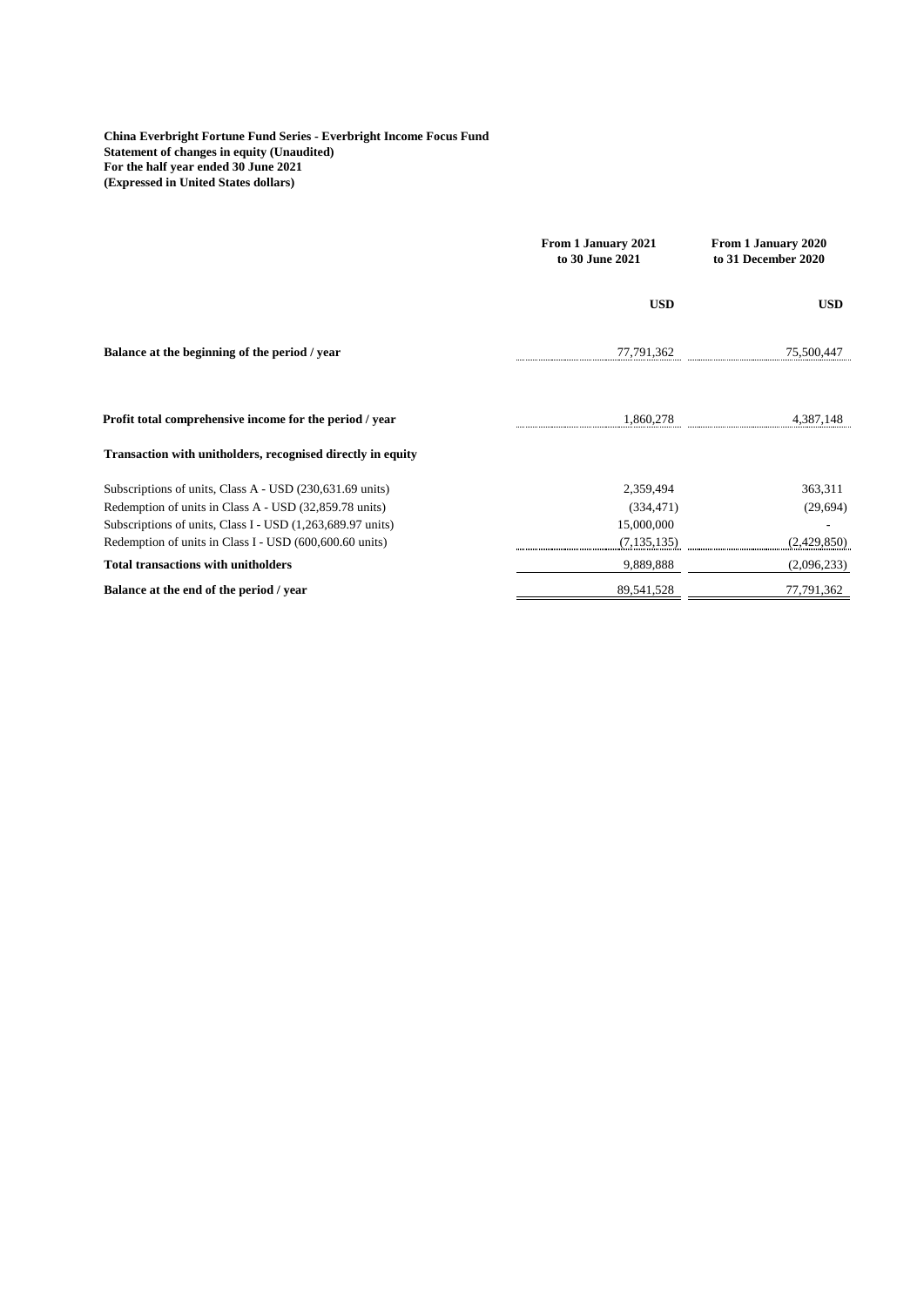**China Everbright Fortune Fund Series - Everbright Income Focus Fund**
**Statement of changes in equity (Unaudited)**
**For the half year ended 30 June 2021**
**(Expressed in United States dollars)**

| | From 1 January 2021 to 30 June 2021 | From 1 January 2020 to 31 December 2020 |
|---|---|---|
| | **USD** | **USD** |
| **Balance at the beginning of the period / year** | 77,791,362 | 75,500,447 |
| **Profit total comprehensive income for the period / year** | 1,860,278 | 4,387,148 |
| **Transaction with unitholders, recognised directly in equity** | | |
| Subscriptions of units, Class A - USD (230,631.69 units) | 2,359,494 | 363,311 |
| Redemption of units in Class A - USD (32,859.78 units) | (334,471) | (29,694) |
| Subscriptions of units, Class I - USD (1,263,689.97 units) | 15,000,000 | - |
| Redemption of units in Class I - USD (600,600.60 units) | (7,135,135) | (2,429,850) |
| **Total transactions with unitholders** | 9,889,888 | (2,096,233) |
| **Balance at the end of the period / year** | 89,541,528 | 77,791,362 |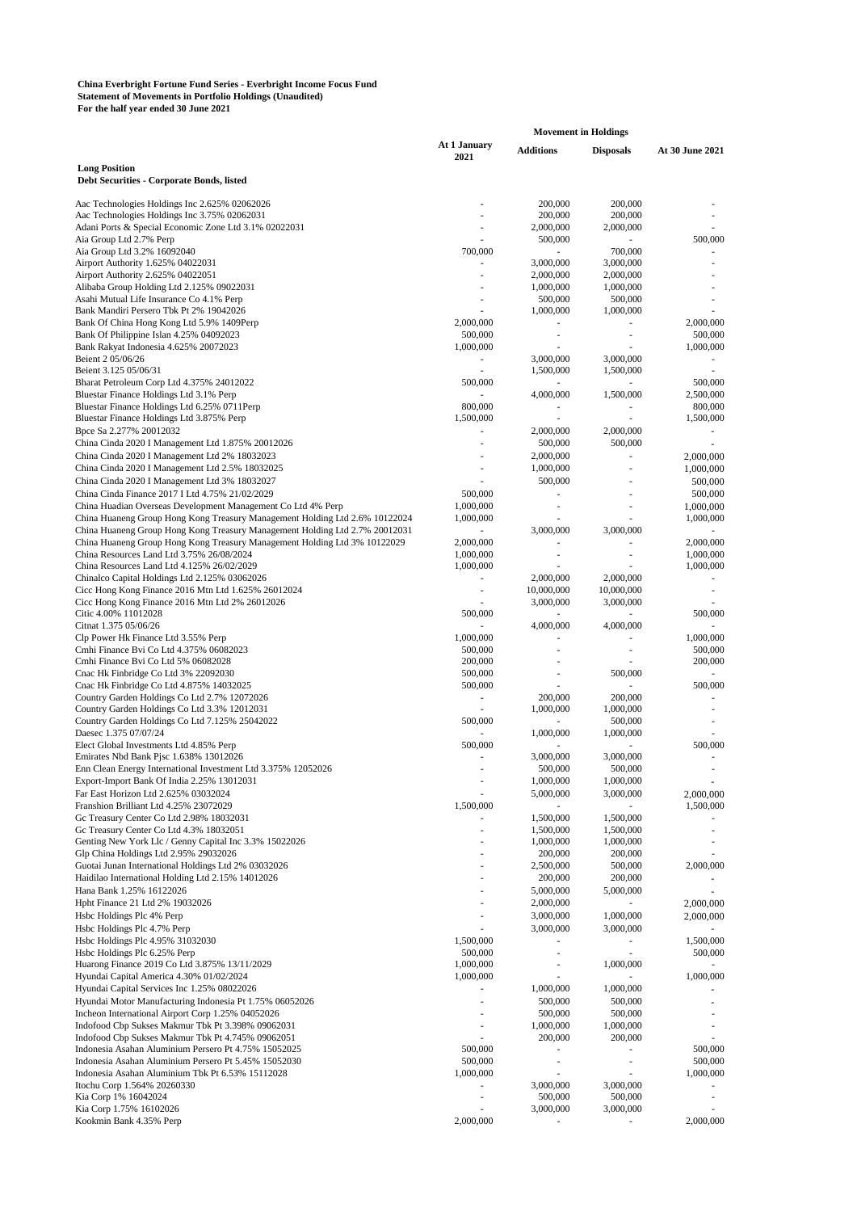**China Everbright Fortune Fund Series - Everbright Income Focus Fund**
**Statement of Movements in Portfolio Holdings (Unaudited)**
**For the half year ended 30 June 2021**

| | Movement in Holdings | | | |
|---|---|---|---|---|
| | At 1 January 2021 | Additions | Disposals | At 30 June 2021 |
| **Long Position** | | | | |
| **Debt Securities - Corporate Bonds, listed** | | | | |
| Aac Technologies Holdings Inc 2.625% 02062026 | - | 200,000 | 200,000 | - |
| Aac Technologies Holdings Inc 3.75% 02062031 | - | 200,000 | 200,000 | - |
| Adani Ports & Special Economic Zone Ltd 3.1% 02022031 | - | 2,000,000 | 2,000,000 | - |
| Aia Group Ltd 2.7% Perp | - | 500,000 | - | 500,000 |
| Aia Group Ltd 3.2% 16092040 | 700,000 | - | 700,000 | - |
| Airport Authority 1.625% 04022031 | - | 3,000,000 | 3,000,000 | - |
| Airport Authority 2.625% 04022051 | - | 2,000,000 | 2,000,000 | - |
| Alibaba Group Holding Ltd 2.125% 09022031 | - | 1,000,000 | 1,000,000 | - |
| Asahi Mutual Life Insurance Co 4.1% Perp | - | 500,000 | 500,000 | - |
| Bank Mandiri Persero Tbk Pt 2% 19042026 | - | 1,000,000 | 1,000,000 | - |
| Bank Of China Hong Kong Ltd 5.9% 1409Perp | 2,000,000 | - | - | 2,000,000 |
| Bank Of Philippine Islan 4.25% 04092023 | 500,000 | - | - | 500,000 |
| Bank Rakyat Indonesia 4.625% 20072023 | 1,000,000 | - | - | 1,000,000 |
| Beient 2 05/06/26 | - | 3,000,000 | 3,000,000 | - |
| Beient 3.125 05/06/31 | - | 1,500,000 | 1,500,000 | - |
| Bharat Petroleum Corp Ltd 4.375% 24012022 | 500,000 | - | - | 500,000 |
| Bluestar Finance Holdings Ltd 3.1% Perp | - | 4,000,000 | 1,500,000 | 2,500,000 |
| Bluestar Finance Holdings Ltd 6.25% 0711Perp | 800,000 | - | - | 800,000 |
| Bluestar Finance Holdings Ltd 3.875% Perp | 1,500,000 | - | - | 1,500,000 |
| Bpce Sa 2.277% 20012032 | - | 2,000,000 | 2,000,000 | - |
| China Cinda 2020 I Management Ltd 1.875% 20012026 | - | 500,000 | 500,000 | - |
| China Cinda 2020 I Management Ltd 2% 18032023 | - | 2,000,000 | - | 2,000,000 |
| China Cinda 2020 I Management Ltd 2.5% 18032025 | - | 1,000,000 | - | 1,000,000 |
| China Cinda 2020 I Management Ltd 3% 18032027 | - | 500,000 | - | 500,000 |
| China Cinda Finance 2017 I Ltd 4.75% 21/02/2029 | 500,000 | - | - | 500,000 |
| China Huadian Overseas Development Management Co Ltd 4% Perp | 1,000,000 | - | - | 1,000,000 |
| China Huaneng Group Hong Kong Treasury Management Holding Ltd 2.6% 10122024 | 1,000,000 | - | - | 1,000,000 |
| China Huaneng Group Hong Kong Treasury Management Holding Ltd 2.7% 20012031 | - | 3,000,000 | 3,000,000 | - |
| China Huaneng Group Hong Kong Treasury Management Holding Ltd 3% 10122029 | 2,000,000 | - | - | 2,000,000 |
| China Resources Land Ltd 3.75% 26/08/2024 | 1,000,000 | - | - | 1,000,000 |
| China Resources Land Ltd 4.125% 26/02/2029 | 1,000,000 | - | - | 1,000,000 |
| Chinalco Capital Holdings Ltd 2.125% 03062026 | - | 2,000,000 | 2,000,000 | - |
| Cicc Hong Kong Finance 2016 Mtn Ltd 1.625% 26012024 | - | 10,000,000 | 10,000,000 | - |
| Cicc Hong Kong Finance 2016 Mtn Ltd 2% 26012026 | - | 3,000,000 | 3,000,000 | - |
| Citic 4.00% 11012028 | 500,000 | - | - | 500,000 |
| Citnat 1.375 05/06/26 | - | 4,000,000 | 4,000,000 | - |
| Clp Power Hk Finance Ltd 3.55% Perp | 1,000,000 | - | - | 1,000,000 |
| Cmhi Finance Bvi Co Ltd 4.375% 06082023 | 500,000 | - | - | 500,000 |
| Cmhi Finance Bvi Co Ltd 5% 06082028 | 200,000 | - | - | 200,000 |
| Cnac Hk Finbridge Co Ltd 3% 22092030 | 500,000 | - | 500,000 | - |
| Cnac Hk Finbridge Co Ltd 4.875% 14032025 | 500,000 | - | - | 500,000 |
| Country Garden Holdings Co Ltd 2.7% 12072026 | - | 200,000 | 200,000 | - |
| Country Garden Holdings Co Ltd 3.3% 12012031 | - | 1,000,000 | 1,000,000 | - |
| Country Garden Holdings Co Ltd 7.125% 25042022 | 500,000 | - | 500,000 | - |
| Daesec 1.375 07/07/24 | - | 1,000,000 | 1,000,000 | - |
| Elect Global Investments Ltd 4.85% Perp | 500,000 | - | - | 500,000 |
| Emirates Nbd Bank Pjsc 1.638% 13012026 | - | 3,000,000 | 3,000,000 | - |
| Enn Clean Energy International Investment Ltd 3.375% 12052026 | - | 500,000 | 500,000 | - |
| Export-Import Bank Of India 2.25% 13012031 | - | 1,000,000 | 1,000,000 | - |
| Far East Horizon Ltd 2.625% 03032024 | - | 5,000,000 | 3,000,000 | 2,000,000 |
| Franshion Brilliant Ltd 4.25% 23072029 | 1,500,000 | - | - | 1,500,000 |
| Gc Treasury Center Co Ltd 2.98% 18032031 | - | 1,500,000 | 1,500,000 | - |
| Gc Treasury Center Co Ltd 4.3% 18032051 | - | 1,500,000 | 1,500,000 | - |
| Genting New York Llc / Genny Capital Inc 3.3% 15022026 | - | 1,000,000 | 1,000,000 | - |
| Glp China Holdings Ltd 2.95% 29032026 | - | 200,000 | 200,000 | - |
| Guotai Junan International Holdings Ltd 2% 03032026 | - | 2,500,000 | 500,000 | 2,000,000 |
| Haidilao International Holding Ltd 2.15% 14012026 | - | 200,000 | 200,000 | - |
| Hana Bank 1.25% 16122026 | - | 5,000,000 | 5,000,000 | - |
| Hpht Finance 21 Ltd 2% 19032026 | - | 2,000,000 | - | 2,000,000 |
| Hsbc Holdings Plc 4% Perp | - | 3,000,000 | 1,000,000 | 2,000,000 |
| Hsbc Holdings Plc 4.7% Perp | - | 3,000,000 | 3,000,000 | - |
| Hsbc Holdings Plc 4.95% 31032030 | 1,500,000 | - | - | 1,500,000 |
| Hsbc Holdings Plc 6.25% Perp | 500,000 | - | - | 500,000 |
| Huarong Finance 2019 Co Ltd 3.875% 13/11/2029 | 1,000,000 | - | 1,000,000 | - |
| Hyundai Capital America 4.30% 01/02/2024 | 1,000,000 | - | - | 1,000,000 |
| Hyundai Capital Services Inc 1.25% 08022026 | - | 1,000,000 | 1,000,000 | - |
| Hyundai Motor Manufacturing Indonesia Pt 1.75% 06052026 | - | 500,000 | 500,000 | - |
| Incheon International Airport Corp 1.25% 04052026 | - | 500,000 | 500,000 | - |
| Indofood Cbp Sukses Makmur Tbk Pt 3.398% 09062031 | - | 1,000,000 | 1,000,000 | - |
| Indofood Cbp Sukses Makmur Tbk Pt 4.745% 09062051 | - | 200,000 | 200,000 | - |
| Indonesia Asahan Aluminium Persero Pt 4.75% 15052025 | 500,000 | - | - | 500,000 |
| Indonesia Asahan Aluminium Persero Pt 5.45% 15052030 | 500,000 | - | - | 500,000 |
| Indonesia Asahan Aluminium Tbk Pt 6.53% 15112028 | 1,000,000 | - | - | 1,000,000 |
| Itochu Corp 1.564% 20260330 | - | 3,000,000 | 3,000,000 | - |
| Kia Corp 1% 16042024 | - | 500,000 | 500,000 | - |
| Kia Corp 1.75% 16102026 | - | 3,000,000 | 3,000,000 | - |
| Kookmin Bank 4.35% Perp | 2,000,000 | - | - | 2,000,000 |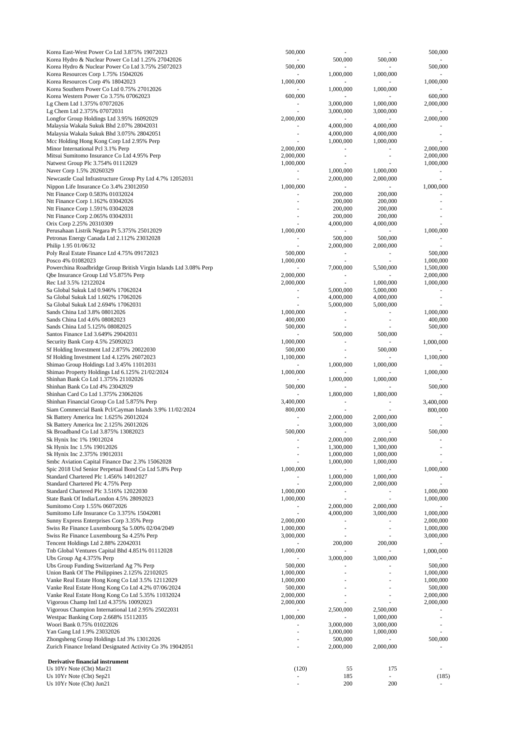| | | | | |
|---|---|---|---|---|
| Korea East-West Power Co Ltd 3.875% 19072023 | 500,000 | - | - | 500,000 |
| Korea Hydro & Nuclear Power Co Ltd 1.25% 27042026 | - | 500,000 | 500,000 | - |
| Korea Hydro & Nuclear Power Co Ltd 3.75% 25072023 | 500,000 | - | - | 500,000 |
| Korea Resources Corp 1.75% 15042026 | - | 1,000,000 | 1,000,000 | - |
| Korea Resources Corp 4% 18042023 | 1,000,000 | - | - | 1,000,000 |
| Korea Southern Power Co Ltd 0.75% 27012026 | - | 1,000,000 | 1,000,000 | - |
| Korea Western Power Co 3.75% 07062023 | 600,000 | - | - | 600,000 |
| Lg Chem Ltd 1.375% 07072026 | - | 3,000,000 | 1,000,000 | 2,000,000 |
| Lg Chem Ltd 2.375% 07072031 | - | 3,000,000 | 3,000,000 | - |
| Longfor Group Holdings Ltd 3.95% 16092029 | 2,000,000 | - | - | 2,000,000 |
| Malaysia Wakala Sukuk Bhd 2.07% 28042031 | - | 4,000,000 | 4,000,000 | - |
| Malaysia Wakala Sukuk Bhd 3.075% 28042051 | - | 4,000,000 | 4,000,000 | - |
| Mcc Holding Hong Kong Corp Ltd 2.95% Perp | - | 1,000,000 | 1,000,000 | - |
| Minor International Pcl 3.1% Perp | 2,000,000 | - | - | 2,000,000 |
| Mitsui Sumitomo Insurance Co Ltd 4.95% Perp | 2,000,000 | - | - | 2,000,000 |
| Natwest Group Plc 3.754% 01112029 | 1,000,000 | - | - | 1,000,000 |
| Naver Corp 1.5% 20260329 | - | 1,000,000 | 1,000,000 | - |
| Newcastle Coal Infrastructure Group Pty Ltd 4.7% 12052031 | - | 2,000,000 | 2,000,000 | - |
| Nippon Life Insurance Co 3.4% 23012050 | 1,000,000 | - | - | 1,000,000 |
| Ntt Finance Corp 0.583% 01032024 | - | 200,000 | 200,000 | - |
| Ntt Finance Corp 1.162% 03042026 | - | 200,000 | 200,000 | - |
| Ntt Finance Corp 1.591% 03042028 | - | 200,000 | 200,000 | - |
| Ntt Finance Corp 2.065% 03042031 | - | 200,000 | 200,000 | - |
| Orix Corp 2.25% 20310309 | - | 4,000,000 | 4,000,000 | - |
| Perusahaan Listrik Negara Pt 5.375% 25012029 | 1,000,000 | - | - | 1,000,000 |
| Petronas Energy Canada Ltd 2.112% 23032028 | - | 500,000 | 500,000 | - |
| Philip 1.95 01/06/32 | - | 2,000,000 | 2,000,000 | - |
| Poly Real Estate Finance Ltd 4.75% 09172023 | 500,000 | - | - | 500,000 |
| Posco 4% 01082023 | 1,000,000 | - | - | 1,000,000 |
| Powerchina Roadbridge Group British Virgin Islands Ltd 3.08% Perp | - | 7,000,000 | 5,500,000 | 1,500,000 |
| Qbe Insurance Group Ltd V5.875% Perp | 2,000,000 | - | - | 2,000,000 |
| Rec Ltd 3.5% 12122024 | 2,000,000 | - | 1,000,000 | 1,000,000 |
| Sa Global Sukuk Ltd 0.946% 17062024 | - | 5,000,000 | 5,000,000 | - |
| Sa Global Sukuk Ltd 1.602% 17062026 | - | 4,000,000 | 4,000,000 | - |
| Sa Global Sukuk Ltd 2.694% 17062031 | - | 5,000,000 | 5,000,000 | - |
| Sands China Ltd 3.8% 08012026 | 1,000,000 | - | - | 1,000,000 |
| Sands China Ltd 4.6% 08082023 | 400,000 | - | - | 400,000 |
| Sands China Ltd 5.125% 08082025 | 500,000 | - | - | 500,000 |
| Santos Finance Ltd 3.649% 29042031 | - | 500,000 | 500,000 | - |
| Security Bank Corp 4.5% 25092023 | 1,000,000 | - | - | 1,000,000 |
| Sf Holding Investment Ltd 2.875% 20022030 | 500,000 | - | 500,000 | - |
| Sf Holding Investment Ltd 4.125% 26072023 | 1,100,000 | - | - | 1,100,000 |
| Shimao Group Holdings Ltd 3.45% 11012031 | - | 1,000,000 | 1,000,000 | - |
| Shimao Property Holdings Ltd 6.125% 21/02/2024 | 1,000,000 | - | - | 1,000,000 |
| Shinhan Bank Co Ltd 1.375% 21102026 | - | 1,000,000 | 1,000,000 | - |
| Shinhan Bank Co Ltd 4% 23042029 | 500,000 | - | - | 500,000 |
| Shinhan Card Co Ltd 1.375% 23062026 | - | 1,800,000 | 1,800,000 | - |
| Shinhan Financial Group Co Ltd 5.875% Perp | 3,400,000 | - | - | 3,400,000 |
| Siam Commercial Bank Pcl/Cayman Islands 3.9% 11/02/2024 | 800,000 | - | - | 800,000 |
| Sk Battery America Inc 1.625% 26012024 | - | 2,000,000 | 2,000,000 | - |
| Sk Battery America Inc 2.125% 26012026 | - | 3,000,000 | 3,000,000 | - |
| Sk Broadband Co Ltd 3.875% 13082023 | 500,000 | - | - | 500,000 |
| Sk Hynix Inc 1% 19012024 | - | 2,000,000 | 2,000,000 | - |
| Sk Hynix Inc 1.5% 19012026 | - | 1,300,000 | 1,300,000 | - |
| Sk Hynix Inc 2.375% 19012031 | - | 1,000,000 | 1,000,000 | - |
| Smbc Aviation Capital Finance Dac 2.3% 15062028 | - | 1,000,000 | 1,000,000 | - |
| Spic 2018 Usd Senior Perpetual Bond Co Ltd 5.8% Perp | 1,000,000 | - | - | 1,000,000 |
| Standard Chartered Plc 1.456% 14012027 | - | 1,000,000 | 1,000,000 | - |
| Standard Chartered Plc 4.75% Perp | - | 2,000,000 | 2,000,000 | - |
| Standard Chartered Plc 3.516% 12022030 | 1,000,000 | - | - | 1,000,000 |
| State Bank Of India/London 4.5% 28092023 | 1,000,000 | - | - | 1,000,000 |
| Sumitomo Corp 1.55% 06072026 | - | 2,000,000 | 2,000,000 | - |
| Sumitomo Life Insurance Co 3.375% 15042081 | - | 4,000,000 | 3,000,000 | 1,000,000 |
| Sunny Express Enterprises Corp 3.35% Perp | 2,000,000 | - | - | 2,000,000 |
| Swiss Re Finance Luxembourg Sa 5.00% 02/04/2049 | 1,000,000 | - | - | 1,000,000 |
| Swiss Re Finance Luxembourg Sa 4.25% Perp | 3,000,000 | - | - | 3,000,000 |
| Tencent Holdings Ltd 2.88% 22042031 | - | 200,000 | 200,000 | - |
| Tnb Global Ventures Capital Bhd 4.851% 01112028 | 1,000,000 | - | - | 1,000,000 |
| Ubs Group Ag 4.375% Perp | - | 3,000,000 | 3,000,000 | - |
| Ubs Group Funding Switzerland Ag 7% Perp | 500,000 | - | - | 500,000 |
| Union Bank Of The Philippines 2.125% 22102025 | 1,000,000 | - | - | 1,000,000 |
| Vanke Real Estate Hong Kong Co Ltd 3.5% 12112029 | 1,000,000 | - | - | 1,000,000 |
| Vanke Real Estate Hong Kong Co Ltd 4.2% 07/06/2024 | 500,000 | - | - | 500,000 |
| Vanke Real Estate Hong Kong Co Ltd 5.35% 11032024 | 2,000,000 | - | - | 2,000,000 |
| Vigorous Champ Intl Ltd 4.375% 10092023 | 2,000,000 | - | - | 2,000,000 |
| Vigorous Champion International Ltd 2.95% 25022031 | - | 2,500,000 | 2,500,000 | - |
| Westpac Banking Corp 2.668% 15112035 | 1,000,000 | - | 1,000,000 | - |
| Woori Bank 0.75% 01022026 | - | 3,000,000 | 3,000,000 | - |
| Yan Gang Ltd 1.9% 23032026 | - | 1,000,000 | 1,000,000 | - |
| Zhongsheng Group Holdings Ltd 3% 13012026 | - | 500,000 | - | 500,000 |
| Zurich Finance Ireland Designated Activity Co 3% 19042051 | - | 2,000,000 | 2,000,000 | - |
| | | | | |
| **Derivative financial instrument** | | | | |
| Us 10Yr Note (Cbt) Mar21 | (120) | 55 | 175 | - |
| Us 10Yr Note (Cbt) Sep21 | - | 185 | - | (185) |
| Us 10Yr Note (Cbt) Jun21 | - | 200 | 200 | - |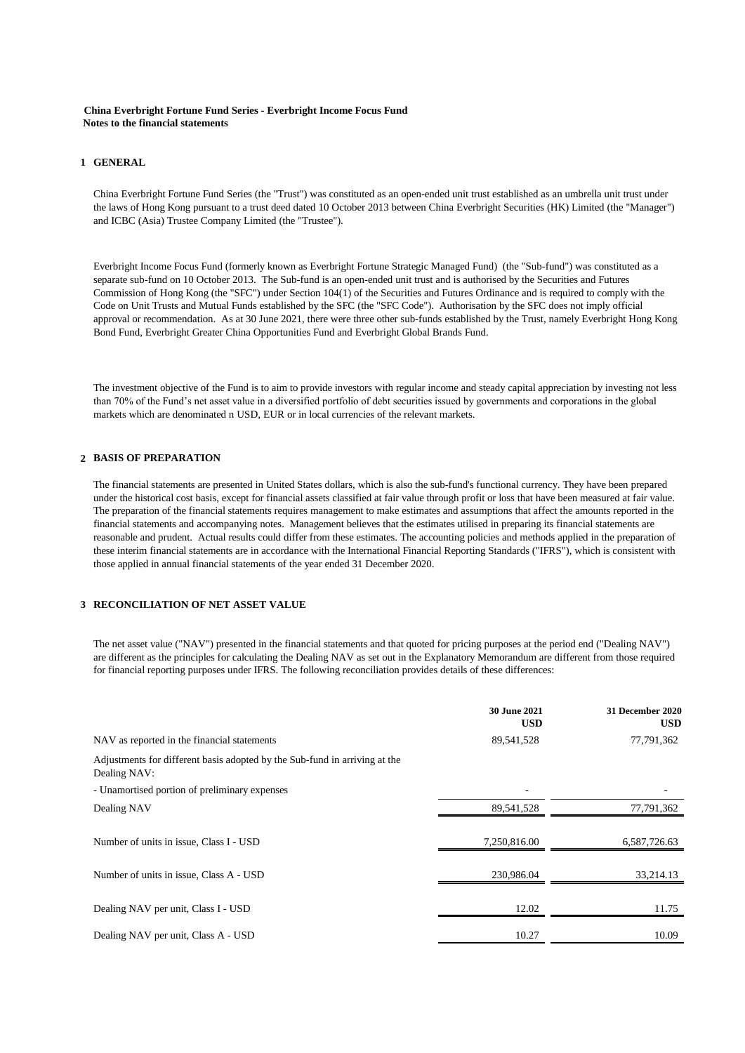**China Everbright Fortune Fund Series - Everbright Income Focus Fund**
**Notes to the financial statements**

## 1 GENERAL

China Everbright Fortune Fund Series (the "Trust") was constituted as an open-ended unit trust established as an umbrella unit trust under the laws of Hong Kong pursuant to a trust deed dated 10 October 2013 between China Everbright Securities (HK) Limited (the "Manager") and ICBC (Asia) Trustee Company Limited (the "Trustee").

Everbright Income Focus Fund (formerly known as Everbright Fortune Strategic Managed Fund) (the "Sub-fund") was constituted as a separate sub-fund on 10 October 2013. The Sub-fund is an open-ended unit trust and is authorised by the Securities and Futures Commission of Hong Kong (the "SFC") under Section 104(1) of the Securities and Futures Ordinance and is required to comply with the Code on Unit Trusts and Mutual Funds established by the SFC (the "SFC Code"). Authorisation by the SFC does not imply official approval or recommendation. As at 30 June 2021, there were three other sub-funds established by the Trust, namely Everbright Hong Kong Bond Fund, Everbright Greater China Opportunities Fund and Everbright Global Brands Fund.

The investment objective of the Fund is to aim to provide investors with regular income and steady capital appreciation by investing not less than 70% of the Fund's net asset value in a diversified portfolio of debt securities issued by governments and corporations in the global markets which are denominated n USD, EUR or in local currencies of the relevant markets.

## 2 BASIS OF PREPARATION

The financial statements are presented in United States dollars, which is also the sub-fund's functional currency. They have been prepared under the historical cost basis, except for financial assets classified at fair value through profit or loss that have been measured at fair value. The preparation of the financial statements requires management to make estimates and assumptions that affect the amounts reported in the financial statements and accompanying notes. Management believes that the estimates utilised in preparing its financial statements are reasonable and prudent. Actual results could differ from these estimates. The accounting policies and methods applied in the preparation of these interim financial statements are in accordance with the International Financial Reporting Standards ("IFRS"), which is consistent with those applied in annual financial statements of the year ended 31 December 2020.

## 3 RECONCILIATION OF NET ASSET VALUE

The net asset value ("NAV") presented in the financial statements and that quoted for pricing purposes at the period end ("Dealing NAV") are different as the principles for calculating the Dealing NAV as set out in the Explanatory Memorandum are different from those required for financial reporting purposes under IFRS. The following reconciliation provides details of these differences:

| | 30 June 2021 USD | 31 December 2020 USD |
|---|---|---|
| NAV as reported in the financial statements | 89,541,528 | 77,791,362 |
| Adjustments for different basis adopted by the Sub-fund in arriving at the Dealing NAV: | | |
| - Unamortised portion of preliminary expenses | - | - |
| Dealing NAV | 89,541,528 | 77,791,362 |
| Number of units in issue, Class I - USD | 7,250,816.00 | 6,587,726.63 |
| Number of units in issue, Class A - USD | 230,986.04 | 33,214.13 |
| Dealing NAV per unit, Class I - USD | 12.02 | 11.75 |
| Dealing NAV per unit, Class A - USD | 10.27 | 10.09 |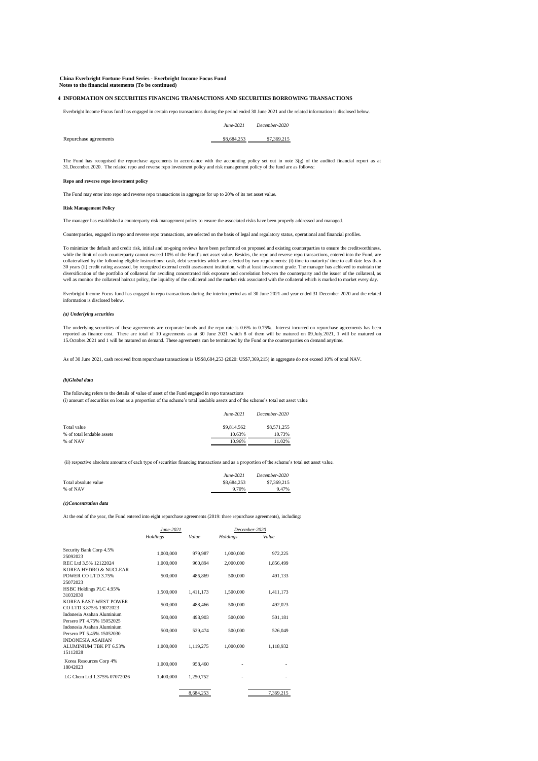**China Everbright Fortune Fund Series - Everbright Income Focus Fund**
**Notes to the financial statements (To be continued)**

## 4 INFORMATION ON SECURITIES FINANCING TRANSACTIONS AND SECURITIES BORROWING TRANSACTIONS

Everbright Income Focus fund has engaged in certain repo transactions during the period ended 30 June 2021 and the related information is disclosed below.

| | *June-2021* | *December-2020* |
|---|---|---|
| Repurchase agreements | \$8,684,253 | \$7,369,215 |

The Fund has recognised the repurchase agreements in accordance with the accounting policy set out in note 3(g) of the audited financial report as at 31.December.2020. The related repo and reverse repo investment policy and risk management policy of the fund are as follows:

**Repo and reverse repo investment policy**

The Fund may enter into repo and reverse repo transactions in aggregate for up to 20% of its net asset value.

**Risk Management Policy**

The manager has established a counterparty risk management policy to ensure the associated risks have been properly addressed and managed.

Counterparties, engaged in repo and reverse repo transactions, are selected on the basis of legal and regulatory status, operational and financial profiles.

To minimize the default and credit risk, initial and on-going reviews have been performed on proposed and existing counterparties to ensure the creditworthiness, while the limit of each counterparty cannot exceed 10% of the Fund's net asset value. Besides, the repo and reverse repo transactions, entered into the Fund, are collateralized by the following eligible instructions: cash, debt securities which are selected by two requirements: (i) time to maturity/ time to call date less than 30 years (ii) credit rating assessed, by recognized external credit assessment institution, with at least investment grade. The manager has achieved to maintain the diversification of the portfolio of collateral for avoiding concentrated risk exposure and correlation between the counterparty and the issuer of the collateral, as well as monitor the collateral haircut policy, the liquidity of the collateral and the market risk associated with the collateral which is marked to market every day.

Everbright Income Focus fund has engaged in repo transactions during the interim period as of 30 June 2021 and year ended 31 December 2020 and the related information is disclosed below.

***(a) Underlying securities***

The underlying securities of these agreements are corporate bonds and the repo rate is 0.6% to 0.75%. Interest incurred on repurchase agreements has been reported as finance cost. There are total of 10 agreements as at 30 June 2021 which 8 of them will be matured on 09.July.2021, 1 will be matured on 15.October.2021 and 1 will be matured on demand. These agreements can be terminated by the Fund or the counterparties on demand anytime.

As of 30 June 2021, cash received from repurchase transactions is US\$8,684,253 (2020: US\$7,369,215) in aggregate do not exceed 10% of total NAV.

***(b)Global data***

The following refers to the details of value of asset of the Fund engaged in repo transactions
(i) amount of securities on loan as a proportion of the scheme's total lendable assets and of the scheme's total net asset value

| | *June-2021* | *December-2020* |
|---|---|---|
| Total value | \$9,814,562 | \$8,571,255 |
| % of total lendable assets | 10.63% | 10.73% |
| % of NAV | 10.96% | 11.02% |

(ii) respective absolute amounts of each type of securities financing transactions and as a proportion of the scheme's total net asset value.

| | *June-2021* | *December-2020* |
|---|---|---|
| Total absolute value | \$8,684,253 | \$7,369,215 |
| % of NAV | 9.70% | 9.47% |

***(c)Concentration data***

At the end of the year, the Fund entered into eight repurchase agreements (2019: three repurchase agreements), including:

| | *June-2021* | | *December-2020* | |
|---|---|---|---|---|
| | *Holdings* | *Value* | *Holdings* | *Value* |
| Security Bank Corp 4.5% 25092023 | 1,000,000 | 979,987 | 1,000,000 | 972,225 |
| REC Ltd 3.5% 12122024 | 1,000,000 | 960,894 | 2,000,000 | 1,856,499 |
| KOREA HYDRO & NUCLEAR POWER CO LTD 3.75% 25072023 | 500,000 | 486,869 | 500,000 | 491,133 |
| HSBC Holdings PLC 4.95% 31032030 | 1,500,000 | 1,411,173 | 1,500,000 | 1,411,173 |
| KOREA EAST-WEST POWER CO LTD 3.875% 19072023 | 500,000 | 488,466 | 500,000 | 492,023 |
| Indonesia Asahan Aluminium Persero PT 4.75% 15052025 | 500,000 | 498,903 | 500,000 | 501,181 |
| Indonesia Asahan Aluminium Persero PT 5.45% 15052030 | 500,000 | 529,474 | 500,000 | 526,049 |
| INDONESIA ASAHAN ALUMINIUM TBK PT 6.53% 15112028 | 1,000,000 | 1,119,275 | 1,000,000 | 1,118,932 |
| Korea Resources Corp 4% 18042023 | 1,000,000 | 958,460 | - | - |
| LG Chem Ltd 1.375% 07072026 | 1,400,000 | 1,250,752 | - | - |
| | | 8,684,253 | | 7,369,215 |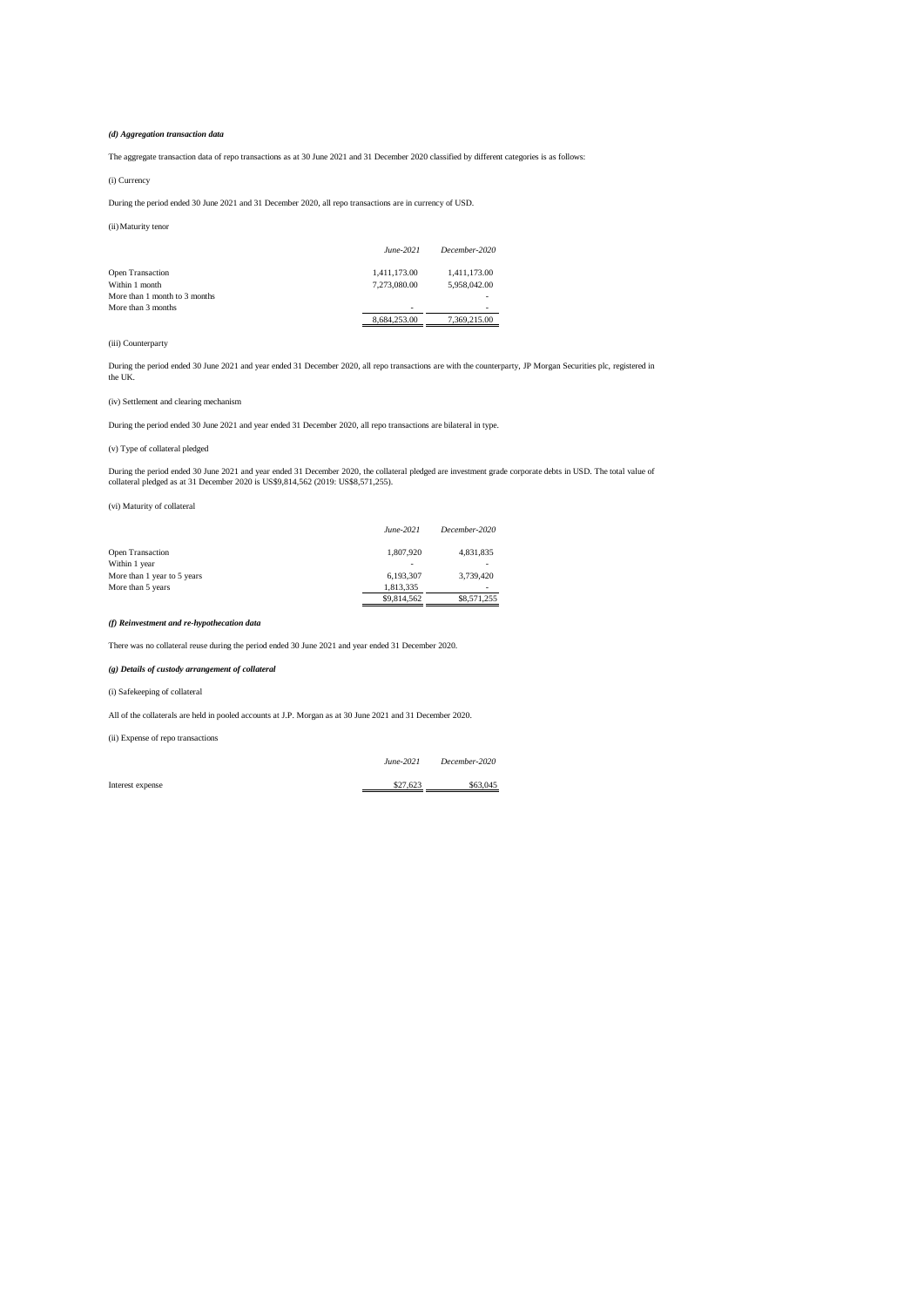***(d) Aggregation transaction data***

The aggregate transaction data of repo transactions as at 30 June 2021 and 31 December 2020 classified by different categories is as follows:

(i) Currency

During the period ended 30 June 2021 and 31 December 2020, all repo transactions are in currency of USD.

(ii) Maturity tenor

| | *June-2021* | *December-2020* |
|---|---|---|
| Open Transaction | 1,411,173.00 | 1,411,173.00 |
| Within 1 month | 7,273,080.00 | 5,958,042.00 |
| More than 1 month to 3 months | | - |
| More than 3 months | - | - |
| | 8,684,253.00 | 7,369,215.00 |

(iii) Counterparty

During the period ended 30 June 2021 and year ended 31 December 2020, all repo transactions are with the counterparty, JP Morgan Securities plc, registered in the UK.

(iv) Settlement and clearing mechanism

During the period ended 30 June 2021 and year ended 31 December 2020, all repo transactions are bilateral in type.

(v) Type of collateral pledged

During the period ended 30 June 2021 and year ended 31 December 2020, the collateral pledged are investment grade corporate debts in USD. The total value of collateral pledged as at 31 December 2020 is US$9,814,562 (2019: US$8,571,255).

(vi) Maturity of collateral

| | *June-2021* | *December-2020* |
|---|---|---|
| Open Transaction | 1,807,920 | 4,831,835 |
| Within 1 year | - | - |
| More than 1 year to 5 years | 6,193,307 | 3,739,420 |
| More than 5 years | 1,813,335 | - |
| | $9,814,562 | $8,571,255 |

***(f) Reinvestment and re-hypothecation data***

There was no collateral reuse during the period ended 30 June 2021 and year ended 31 December 2020.

***(g) Details of custody arrangement of collateral***

(i) Safekeeping of collateral

All of the collaterals are held in pooled accounts at J.P. Morgan as at 30 June 2021 and 31 December 2020.

(ii) Expense of repo transactions

| | *June-2021* | *December-2020* |
|---|---|---|
| Interest expense | $27,623 | $63,045 |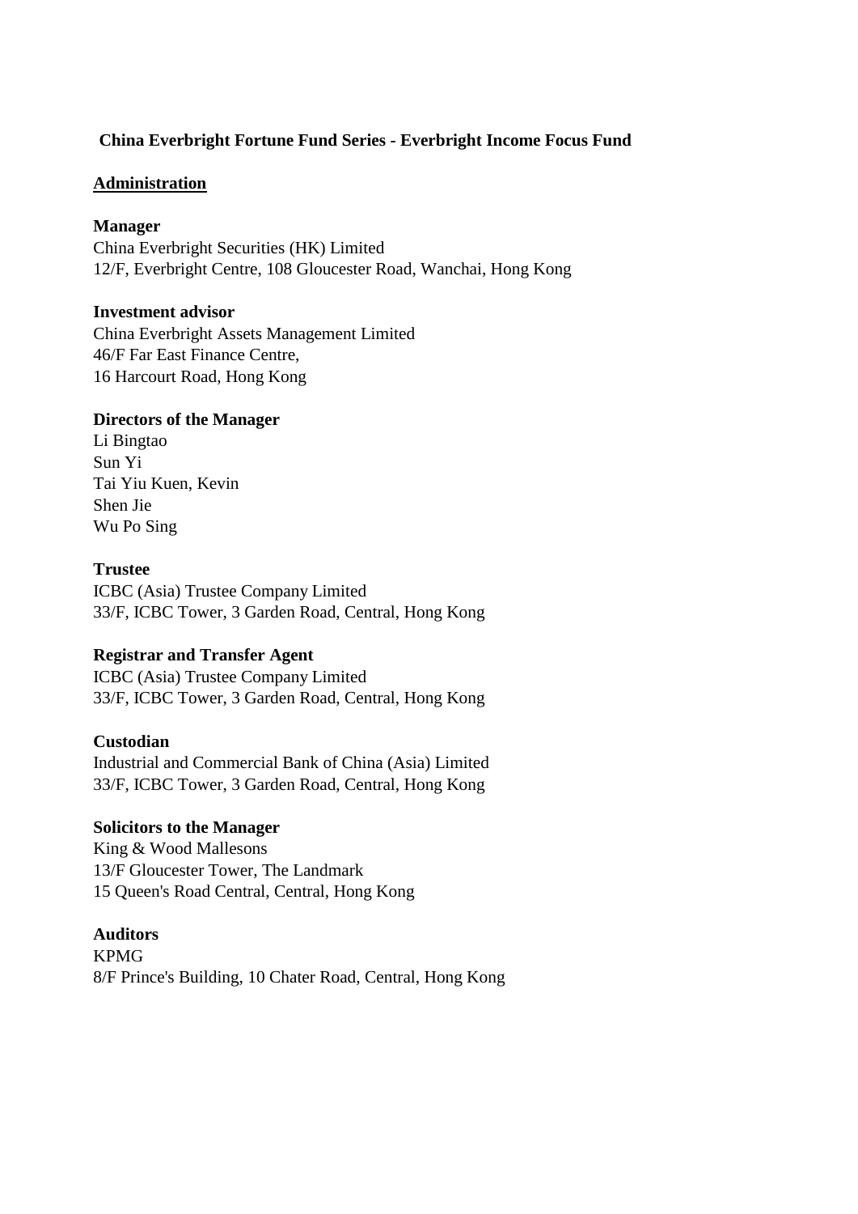**China Everbright Fortune Fund Series - Everbright Income Focus Fund**

## Administration

**Manager**
China Everbright Securities (HK) Limited
12/F, Everbright Centre, 108 Gloucester Road, Wanchai, Hong Kong

**Investment advisor**
China Everbright Assets Management Limited
46/F Far East Finance Centre,
16 Harcourt Road, Hong Kong

**Directors of the Manager**
Li Bingtao
Sun Yi
Tai Yiu Kuen, Kevin
Shen Jie
Wu Po Sing

**Trustee**
ICBC (Asia) Trustee Company Limited
33/F, ICBC Tower, 3 Garden Road, Central, Hong Kong

**Registrar and Transfer Agent**
ICBC (Asia) Trustee Company Limited
33/F, ICBC Tower, 3 Garden Road, Central, Hong Kong

**Custodian**
Industrial and Commercial Bank of China (Asia) Limited
33/F, ICBC Tower, 3 Garden Road, Central, Hong Kong

**Solicitors to the Manager**
King & Wood Mallesons
13/F Gloucester Tower, The Landmark
15 Queen's Road Central, Central, Hong Kong

**Auditors**
KPMG
8/F Prince's Building, 10 Chater Road, Central, Hong Kong